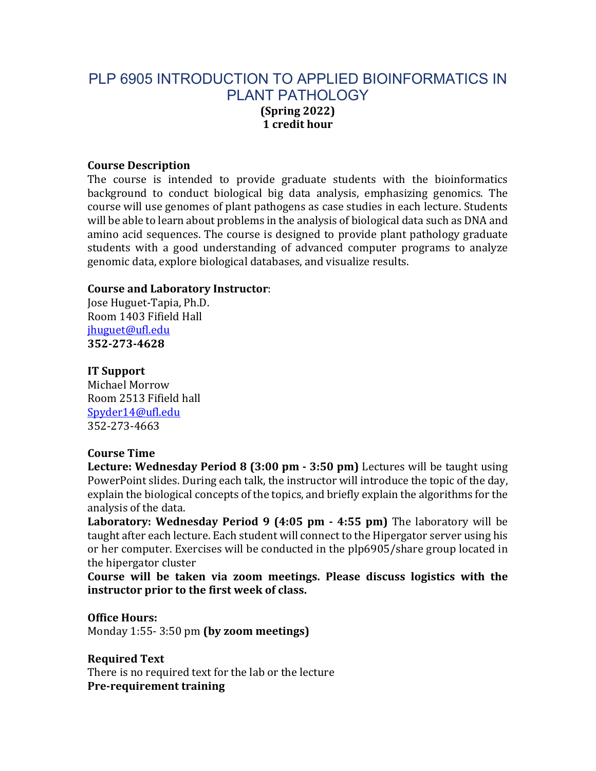# PLP 6905 INTRODUCTION TO APPLIED BIOINFORMATICS IN PLANT PATHOLOGY

**(Spring 2022)**
**1 credit hour**

**Course Description**

The course is intended to provide graduate students with the bioinformatics background to conduct biological big data analysis, emphasizing genomics. The course will use genomes of plant pathogens as case studies in each lecture. Students will be able to learn about problems in the analysis of biological data such as DNA and amino acid sequences. The course is designed to provide plant pathology graduate students with a good understanding of advanced computer programs to analyze genomic data, explore biological databases, and visualize results.

**Course and Laboratory Instructor**:
Jose Huguet-Tapia, Ph.D.
Room 1403 Fifield Hall
jhuguet@ufl.edu
**352-273-4628**

**IT Support**
Michael Morrow
Room 2513 Fifield hall
Spyder14@ufl.edu
352-273-4663

**Course Time**

**Lecture: Wednesday Period 8 (3:00 pm - 3:50 pm)** Lectures will be taught using PowerPoint slides. During each talk, the instructor will introduce the topic of the day, explain the biological concepts of the topics, and briefly explain the algorithms for the analysis of the data.

**Laboratory: Wednesday Period 9 (4:05 pm - 4:55 pm)** The laboratory will be taught after each lecture. Each student will connect to the Hipergator server using his or her computer. Exercises will be conducted in the plp6905/share group located in the hipergator cluster

**Course will be taken via zoom meetings. Please discuss logistics with the instructor prior to the first week of class.**

**Office Hours:**
Monday 1:55- 3:50 pm **(by zoom meetings)**

**Required Text**
There is no required text for the lab or the lecture

**Pre-requirement training**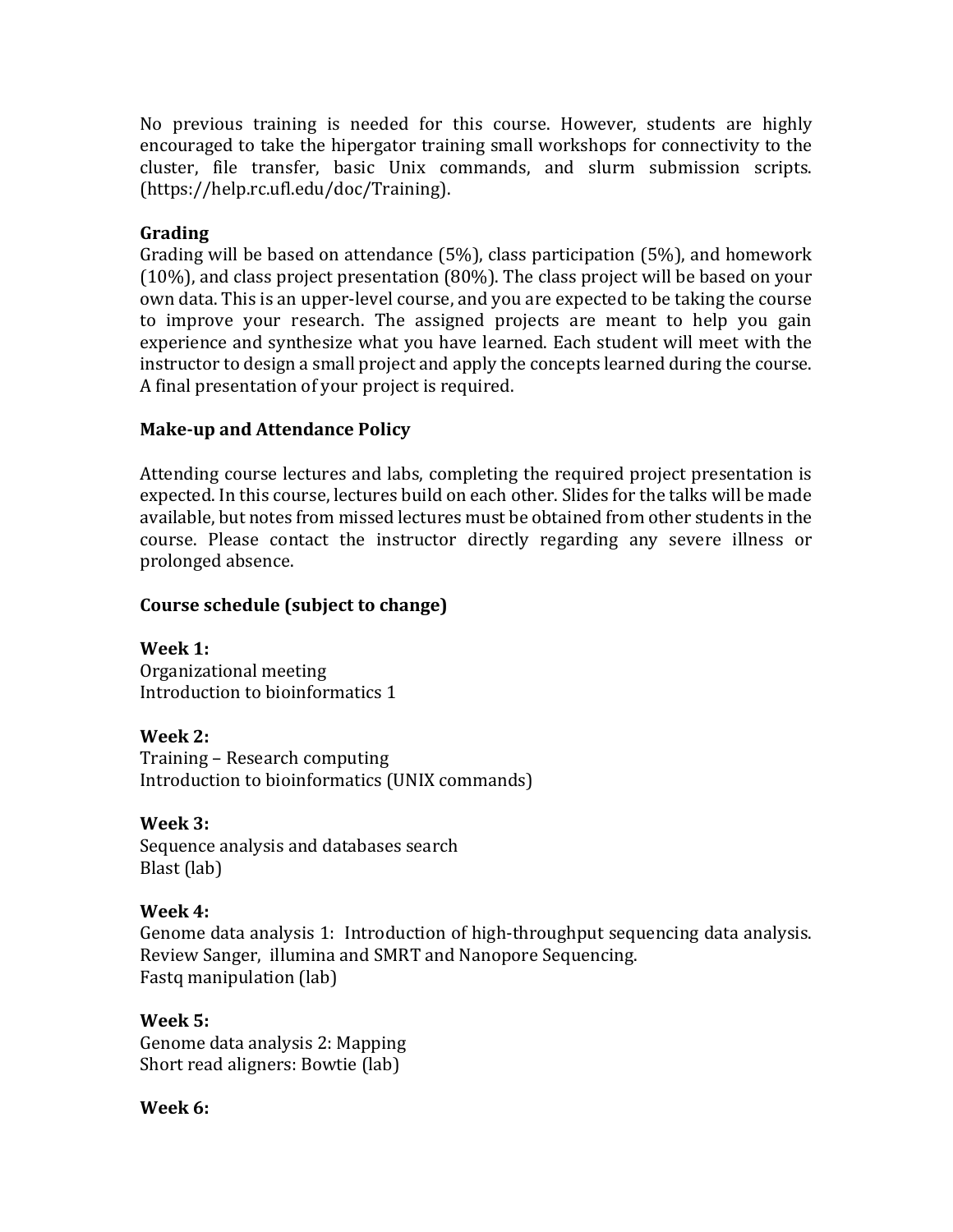No previous training is needed for this course. However, students are highly encouraged to take the hipergator training small workshops for connectivity to the cluster, file transfer, basic Unix commands, and slurm submission scripts. (https://help.rc.ufl.edu/doc/Training).

**Grading**

Grading will be based on attendance (5%), class participation (5%), and homework (10%), and class project presentation (80%). The class project will be based on your own data. This is an upper-level course, and you are expected to be taking the course to improve your research. The assigned projects are meant to help you gain experience and synthesize what you have learned. Each student will meet with the instructor to design a small project and apply the concepts learned during the course. A final presentation of your project is required.

**Make-up and Attendance Policy**

Attending course lectures and labs, completing the required project presentation is expected. In this course, lectures build on each other. Slides for the talks will be made available, but notes from missed lectures must be obtained from other students in the course. Please contact the instructor directly regarding any severe illness or prolonged absence.

**Course schedule (subject to change)**

**Week 1:**
Organizational meeting
Introduction to bioinformatics 1

**Week 2:**
Training – Research computing
Introduction to bioinformatics (UNIX commands)

**Week 3:**
Sequence analysis and databases search
Blast (lab)

**Week 4:**
Genome data analysis 1: Introduction of high-throughput sequencing data analysis.
Review Sanger, illumina and SMRT and Nanopore Sequencing.
Fastq manipulation (lab)

**Week 5:**
Genome data analysis 2: Mapping
Short read aligners: Bowtie (lab)

**Week 6:**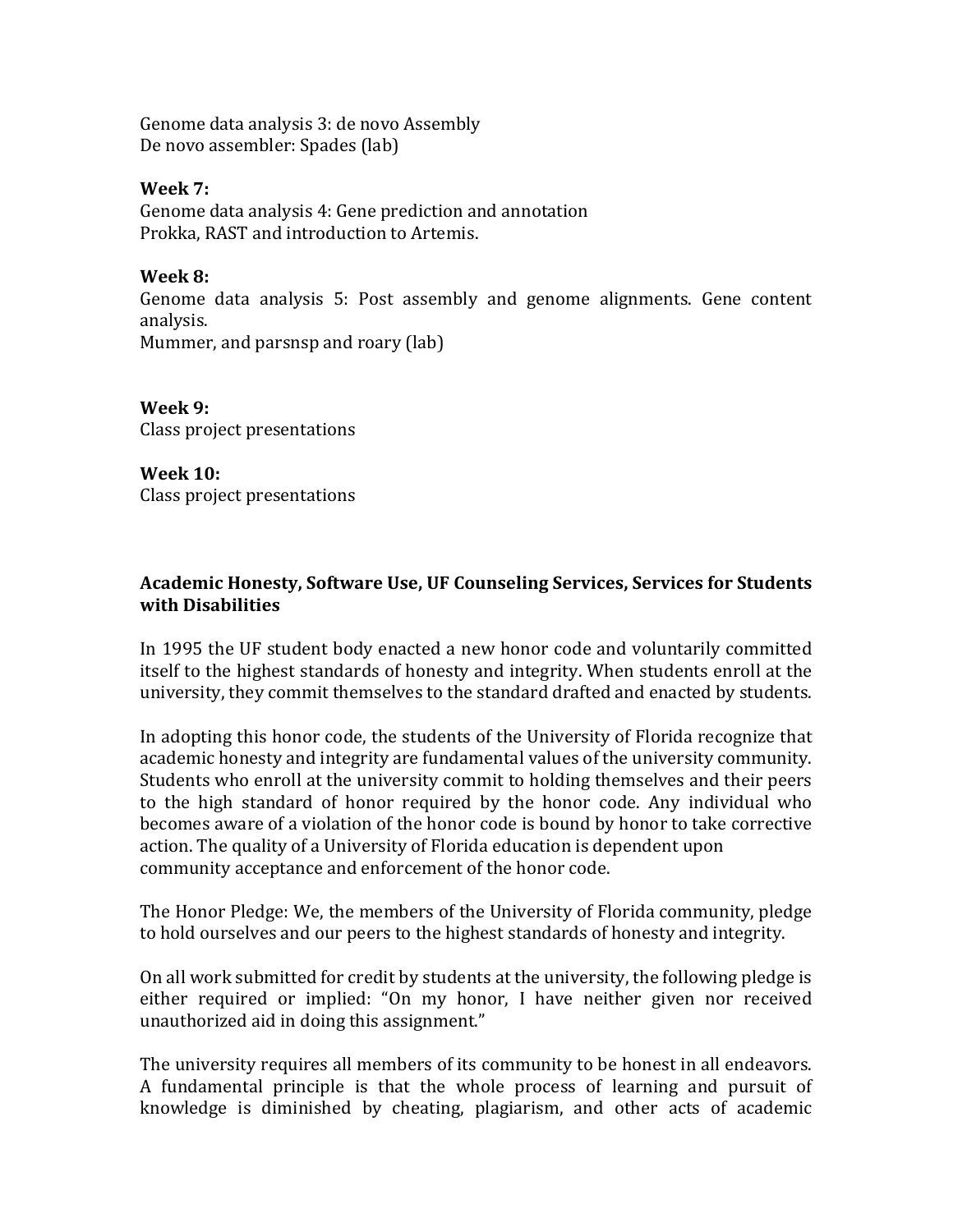Genome data analysis 3: de novo Assembly
De novo assembler: Spades (lab)

**Week 7:**
Genome data analysis 4: Gene prediction and annotation
Prokka, RAST and introduction to Artemis.

**Week 8:**
Genome data analysis 5: Post assembly and genome alignments. Gene content analysis.
Mummer, and parsnsp and roary (lab)

**Week 9:**
Class project presentations

**Week 10:**
Class project presentations

**Academic Honesty, Software Use, UF Counseling Services, Services for Students with Disabilities**

In 1995 the UF student body enacted a new honor code and voluntarily committed itself to the highest standards of honesty and integrity. When students enroll at the university, they commit themselves to the standard drafted and enacted by students.

In adopting this honor code, the students of the University of Florida recognize that academic honesty and integrity are fundamental values of the university community. Students who enroll at the university commit to holding themselves and their peers to the high standard of honor required by the honor code. Any individual who becomes aware of a violation of the honor code is bound by honor to take corrective action. The quality of a University of Florida education is dependent upon community acceptance and enforcement of the honor code.

The Honor Pledge: We, the members of the University of Florida community, pledge to hold ourselves and our peers to the highest standards of honesty and integrity.

On all work submitted for credit by students at the university, the following pledge is either required or implied: "On my honor, I have neither given nor received unauthorized aid in doing this assignment."

The university requires all members of its community to be honest in all endeavors. A fundamental principle is that the whole process of learning and pursuit of knowledge is diminished by cheating, plagiarism, and other acts of academic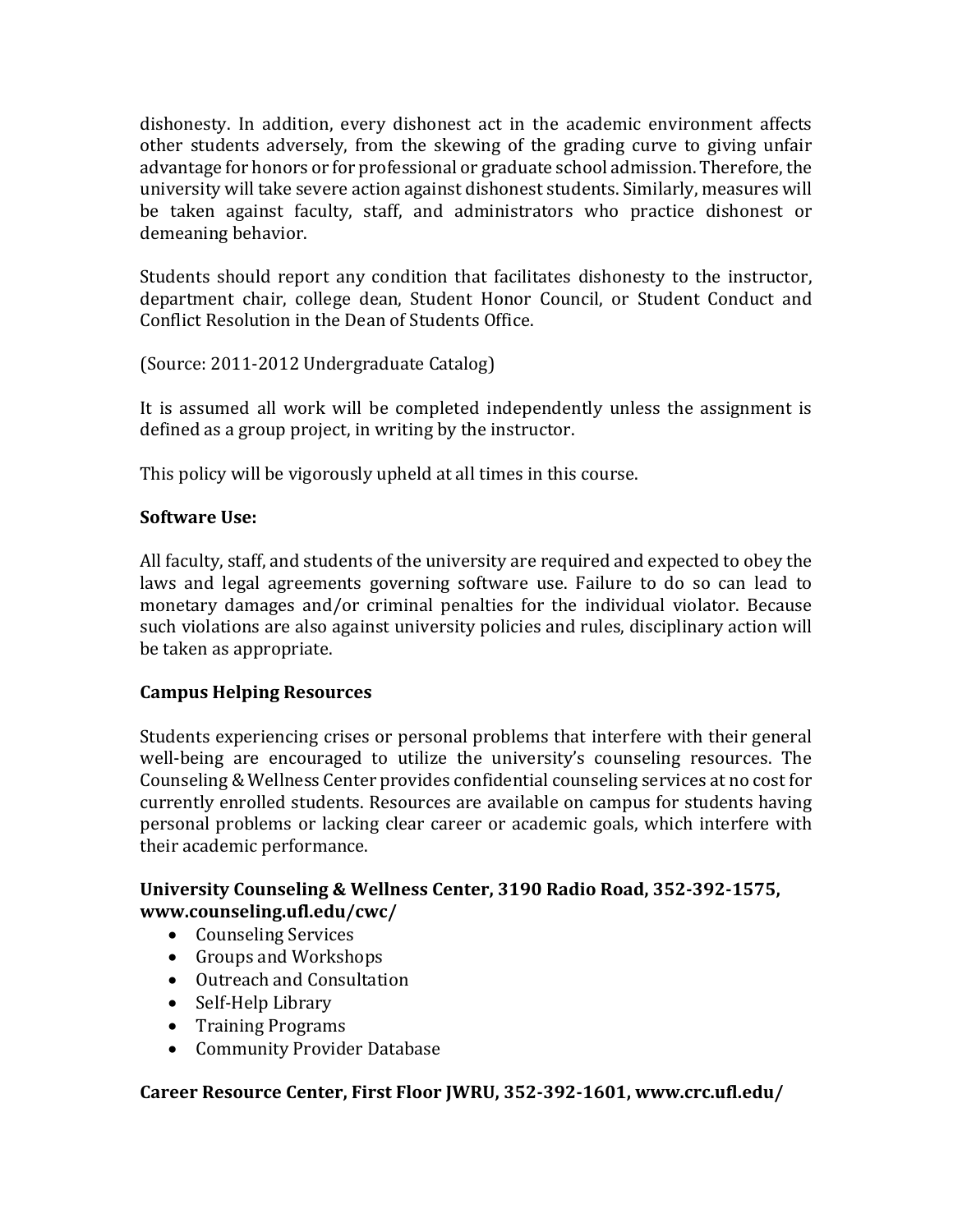dishonesty. In addition, every dishonest act in the academic environment affects other students adversely, from the skewing of the grading curve to giving unfair advantage for honors or for professional or graduate school admission. Therefore, the university will take severe action against dishonest students. Similarly, measures will be taken against faculty, staff, and administrators who practice dishonest or demeaning behavior.

Students should report any condition that facilitates dishonesty to the instructor, department chair, college dean, Student Honor Council, or Student Conduct and Conflict Resolution in the Dean of Students Office.

(Source: 2011-2012 Undergraduate Catalog)

It is assumed all work will be completed independently unless the assignment is defined as a group project, in writing by the instructor.

This policy will be vigorously upheld at all times in this course.

**Software Use:**

All faculty, staff, and students of the university are required and expected to obey the laws and legal agreements governing software use. Failure to do so can lead to monetary damages and/or criminal penalties for the individual violator. Because such violations are also against university policies and rules, disciplinary action will be taken as appropriate.

**Campus Helping Resources**

Students experiencing crises or personal problems that interfere with their general well-being are encouraged to utilize the university's counseling resources. The Counseling & Wellness Center provides confidential counseling services at no cost for currently enrolled students. Resources are available on campus for students having personal problems or lacking clear career or academic goals, which interfere with their academic performance.

**University Counseling & Wellness Center, 3190 Radio Road, 352-392-1575, www.counseling.ufl.edu/cwc/**

- Counseling Services
- Groups and Workshops
- Outreach and Consultation
- Self-Help Library
- Training Programs
- Community Provider Database

**Career Resource Center, First Floor JWRU, 352-392-1601, www.crc.ufl.edu/**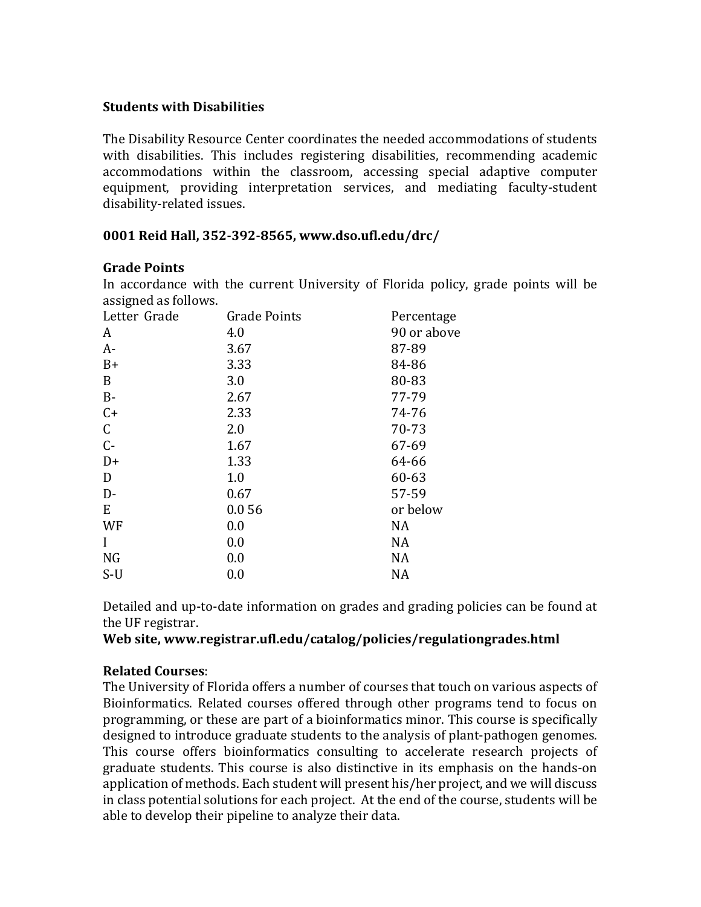**Students with Disabilities**

The Disability Resource Center coordinates the needed accommodations of students with disabilities. This includes registering disabilities, recommending academic accommodations within the classroom, accessing special adaptive computer equipment, providing interpretation services, and mediating faculty-student disability-related issues.

**0001 Reid Hall, 352-392-8565, www.dso.ufl.edu/drc/**

**Grade Points**

In accordance with the current University of Florida policy, grade points will be assigned as follows.

| Letter Grade | Grade Points | Percentage |
|---|---|---|
| A | 4.0 | 90 or above |
| A- | 3.67 | 87-89 |
| B+ | 3.33 | 84-86 |
| B | 3.0 | 80-83 |
| B- | 2.67 | 77-79 |
| C+ | 2.33 | 74-76 |
| C | 2.0 | 70-73 |
| C- | 1.67 | 67-69 |
| D+ | 1.33 | 64-66 |
| D | 1.0 | 60-63 |
| D- | 0.67 | 57-59 |
| E | 0.0 56 | or below |
| WF | 0.0 | NA |
| I | 0.0 | NA |
| NG | 0.0 | NA |
| S-U | 0.0 | NA |

Detailed and up-to-date information on grades and grading policies can be found at the UF registrar.

**Web site, www.registrar.ufl.edu/catalog/policies/regulationgrades.html**

**Related Courses**:

The University of Florida offers a number of courses that touch on various aspects of Bioinformatics. Related courses offered through other programs tend to focus on programming, or these are part of a bioinformatics minor. This course is specifically designed to introduce graduate students to the analysis of plant-pathogen genomes. This course offers bioinformatics consulting to accelerate research projects of graduate students. This course is also distinctive in its emphasis on the hands-on application of methods. Each student will present his/her project, and we will discuss in class potential solutions for each project. At the end of the course, students will be able to develop their pipeline to analyze their data.